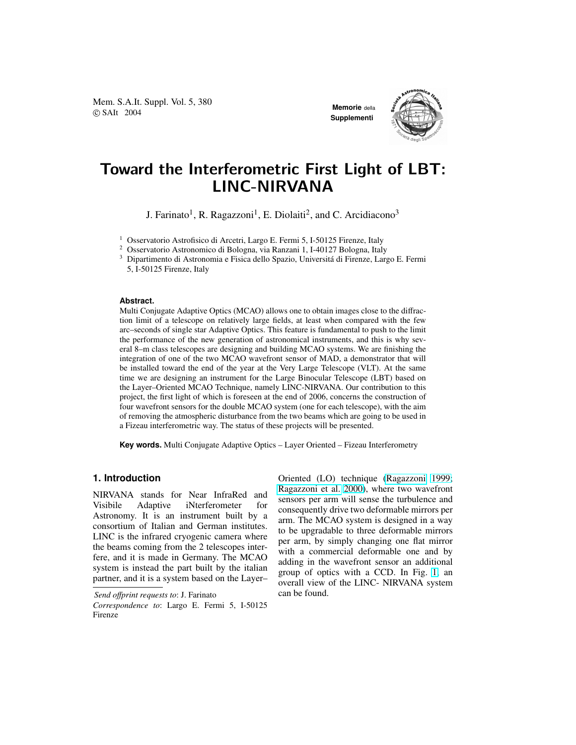# Toward the Interferometric First Light of LBT: LINC-NIRVANA

J. Farinato[1], R. Ragazzoni[1], E. Diolaiti[2], and C. Arcidiacono[3]

[1] Osservatorio Astrofisico di Arcetri, Largo E. Fermi 5, I-50125 Firenze, Italy
[2] Osservatorio Astronomico di Bologna, via Ranzani 1, I-40127 Bologna, Italy
[3] Dipartimento di Astronomia e Fisica dello Spazio, Universitá di Firenze, Largo E. Fermi 5, I-50125 Firenze, Italy

**Abstract.**
Multi Conjugate Adaptive Optics (MCAO) allows one to obtain images close to the diffraction limit of a telescope on relatively large fields, at least when compared with the few arc–seconds of single star Adaptive Optics. This feature is fundamental to push to the limit the performance of the new generation of astronomical instruments, and this is why several 8–m class telescopes are designing and building MCAO systems. We are finishing the integration of one of the two MCAO wavefront sensor of MAD, a demonstrator that will be installed toward the end of the year at the Very Large Telescope (VLT). At the same time we are designing an instrument for the Large Binocular Telescope (LBT) based on the Layer–Oriented MCAO Technique, namely LINC-NIRVANA. Our contribution to this project, the first light of which is foreseen at the end of 2006, concerns the construction of four wavefront sensors for the double MCAO system (one for each telescope), with the aim of removing the atmospheric disturbance from the two beams which are going to be used in a Fizeau interferometric way. The status of these projects will be presented.

**Key words.** Multi Conjugate Adaptive Optics – Layer Oriented – Fizeau Interferometry

## 1. Introduction

NIRVANA stands for Near InfraRed and Visibile Adaptive iNterferometer for Astronomy. It is an instrument built by a consortium of Italian and German institutes. LINC is the infrared cryogenic camera where the beams coming from the 2 telescopes interfere, and it is made in Germany. The MCAO system is instead the part built by the italian partner, and it is a system based on the Layer–Oriented (LO) technique (Ragazzoni 1999; Ragazzoni et al. 2000), where two wavefront sensors per arm will sense the turbulence and consequently drive two deformable mirrors per arm. The MCAO system is designed in a way to be upgradable to three deformable mirrors per arm, by simply changing one flat mirror with a commercial deformable one and by adding in the wavefront sensor an additional group of optics with a CCD. In Fig. 1, an overall view of the LINC- NIRVANA system can be found.

*Send offprint requests to*: J. Farinato
*Correspondence to*: Largo E. Fermi 5, I-50125 Firenze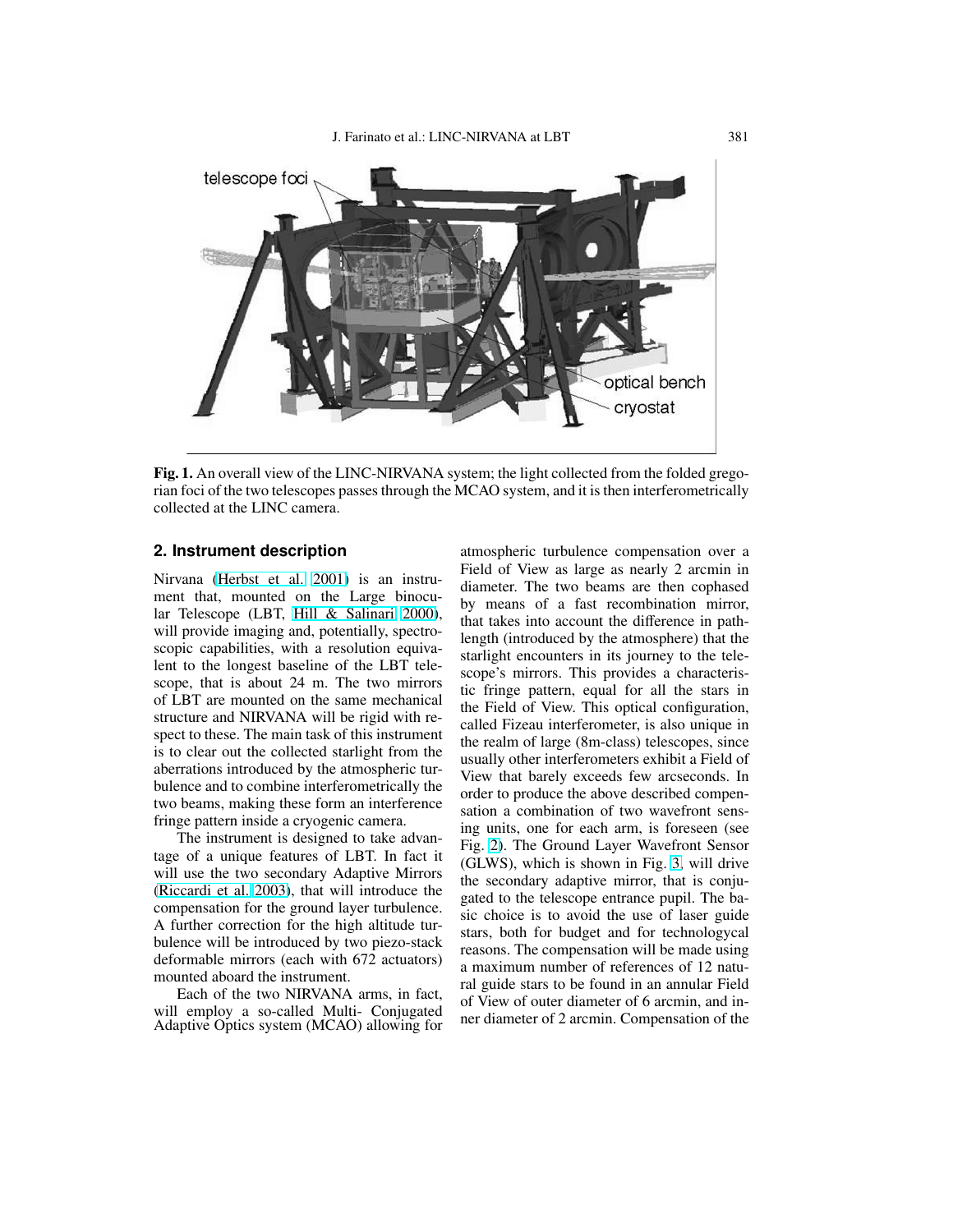telescope foci

optical bench

cryostat

**Fig. 1.** An overall view of the LINC-NIRVANA system; the light collected from the folded gregorian foci of the two telescopes passes through the MCAO system, and it is then interferometrically collected at the LINC camera.

## 2. Instrument description

Nirvana (Herbst et al. 2001) is an instrument that, mounted on the Large binocular Telescope (LBT, Hill & Salinari 2000), will provide imaging and, potentially, spectroscopic capabilities, with a resolution equivalent to the longest baseline of the LBT telescope, that is about 24 m. The two mirrors of LBT are mounted on the same mechanical structure and NIRVANA will be rigid with respect to these. The main task of this instrument is to clear out the collected starlight from the aberrations introduced by the atmospheric turbulence and to combine interferometrically the two beams, making these form an interference fringe pattern inside a cryogenic camera.

The instrument is designed to take advantage of a unique features of LBT. In fact it will use the two secondary Adaptive Mirrors (Riccardi et al. 2003), that will introduce the compensation for the ground layer turbulence. A further correction for the high altitude turbulence will be introduced by two piezo-stack deformable mirrors (each with 672 actuators) mounted aboard the instrument.

Each of the two NIRVANA arms, in fact, will employ a so-called Multi- Conjugated Adaptive Optics system (MCAO) allowing for atmospheric turbulence compensation over a Field of View as large as nearly 2 arcmin in diameter. The two beams are then cophased by means of a fast recombination mirror, that takes into account the difference in pathlength (introduced by the atmosphere) that the starlight encounters in its journey to the telescope's mirrors. This provides a characteristic fringe pattern, equal for all the stars in the Field of View. This optical configuration, called Fizeau interferometer, is also unique in the realm of large (8m-class) telescopes, since usually other interferometers exhibit a Field of View that barely exceeds few arcseconds. In order to produce the above described compensation a combination of two wavefront sensing units, one for each arm, is foreseen (see Fig. 2). The Ground Layer Wavefront Sensor (GLWS), which is shown in Fig. 3, will drive the secondary adaptive mirror, that is conjugated to the telescope entrance pupil. The basic choice is to avoid the use of laser guide stars, both for budget and for technologycal reasons. The compensation will be made using a maximum number of references of 12 natural guide stars to be found in an annular Field of View of outer diameter of 6 arcmin, and inner diameter of 2 arcmin. Compensation of the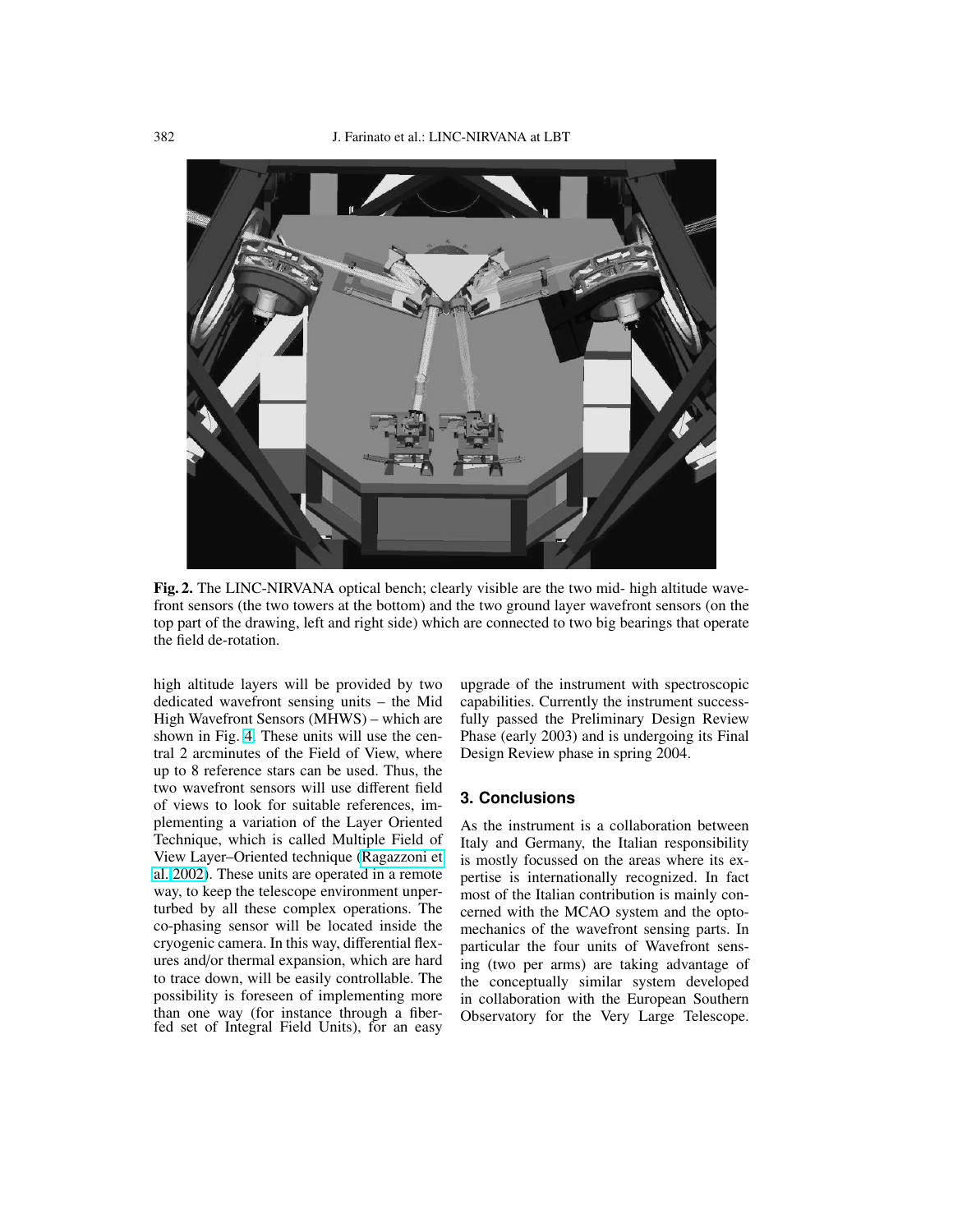**Fig. 2.** The LINC-NIRVANA optical bench; clearly visible are the two mid- high altitude wavefront sensors (the two towers at the bottom) and the two ground layer wavefront sensors (on the top part of the drawing, left and right side) which are connected to two big bearings that operate the field de-rotation.

high altitude layers will be provided by two dedicated wavefront sensing units – the Mid High Wavefront Sensors (MHWS) – which are shown in Fig. 4. These units will use the central 2 arcminutes of the Field of View, where up to 8 reference stars can be used. Thus, the two wavefront sensors will use different field of views to look for suitable references, implementing a variation of the Layer Oriented Technique, which is called Multiple Field of View Layer–Oriented technique (Ragazzoni et al. 2002). These units are operated in a remote way, to keep the telescope environment unperturbed by all these complex operations. The co-phasing sensor will be located inside the cryogenic camera. In this way, differential flexures and/or thermal expansion, which are hard to trace down, will be easily controllable. The possibility is foreseen of implementing more than one way (for instance through a fiber-fed set of Integral Field Units), for an easy upgrade of the instrument with spectroscopic capabilities. Currently the instrument successfully passed the Preliminary Design Review Phase (early 2003) and is undergoing its Final Design Review phase in spring 2004.

## 3. Conclusions

As the instrument is a collaboration between Italy and Germany, the Italian responsibility is mostly focussed on the areas where its expertise is internationally recognized. In fact most of the Italian contribution is mainly concerned with the MCAO system and the optomechanics of the wavefront sensing parts. In particular the four units of Wavefront sensing (two per arms) are taking advantage of the conceptually similar system developed in collaboration with the European Southern Observatory for the Very Large Telescope.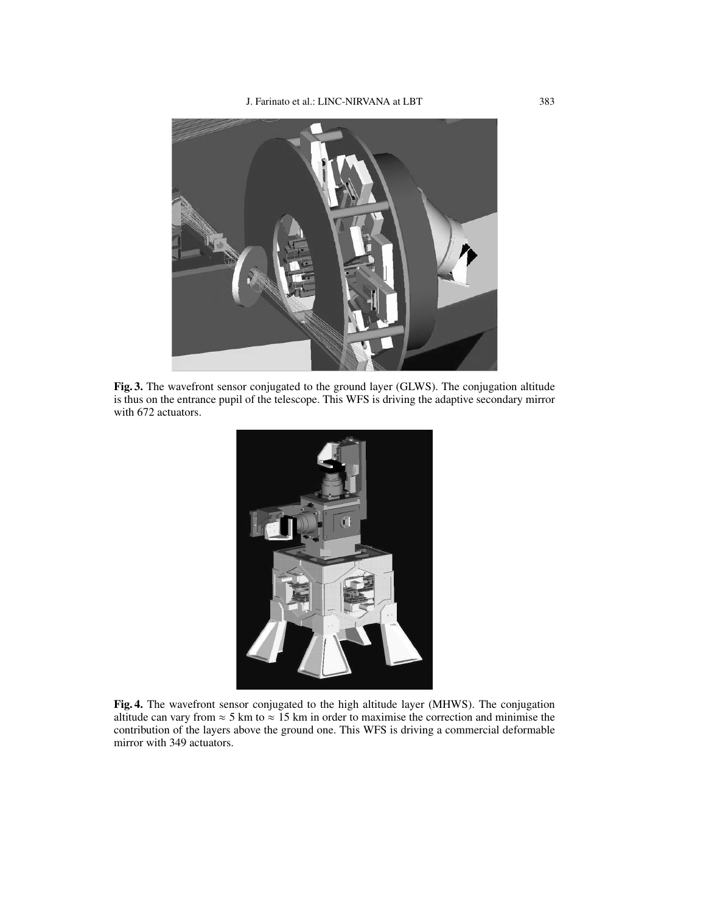**Fig. 3.** The wavefront sensor conjugated to the ground layer (GLWS). The conjugation altitude is thus on the entrance pupil of the telescope. This WFS is driving the adaptive secondary mirror with 672 actuators.

**Fig. 4.** The wavefront sensor conjugated to the high altitude layer (MHWS). The conjugation altitude can vary from $\approx 5$ km to $\approx 15$ km in order to maximise the correction and minimise the contribution of the layers above the ground one. This WFS is driving a commercial deformable mirror with 349 actuators.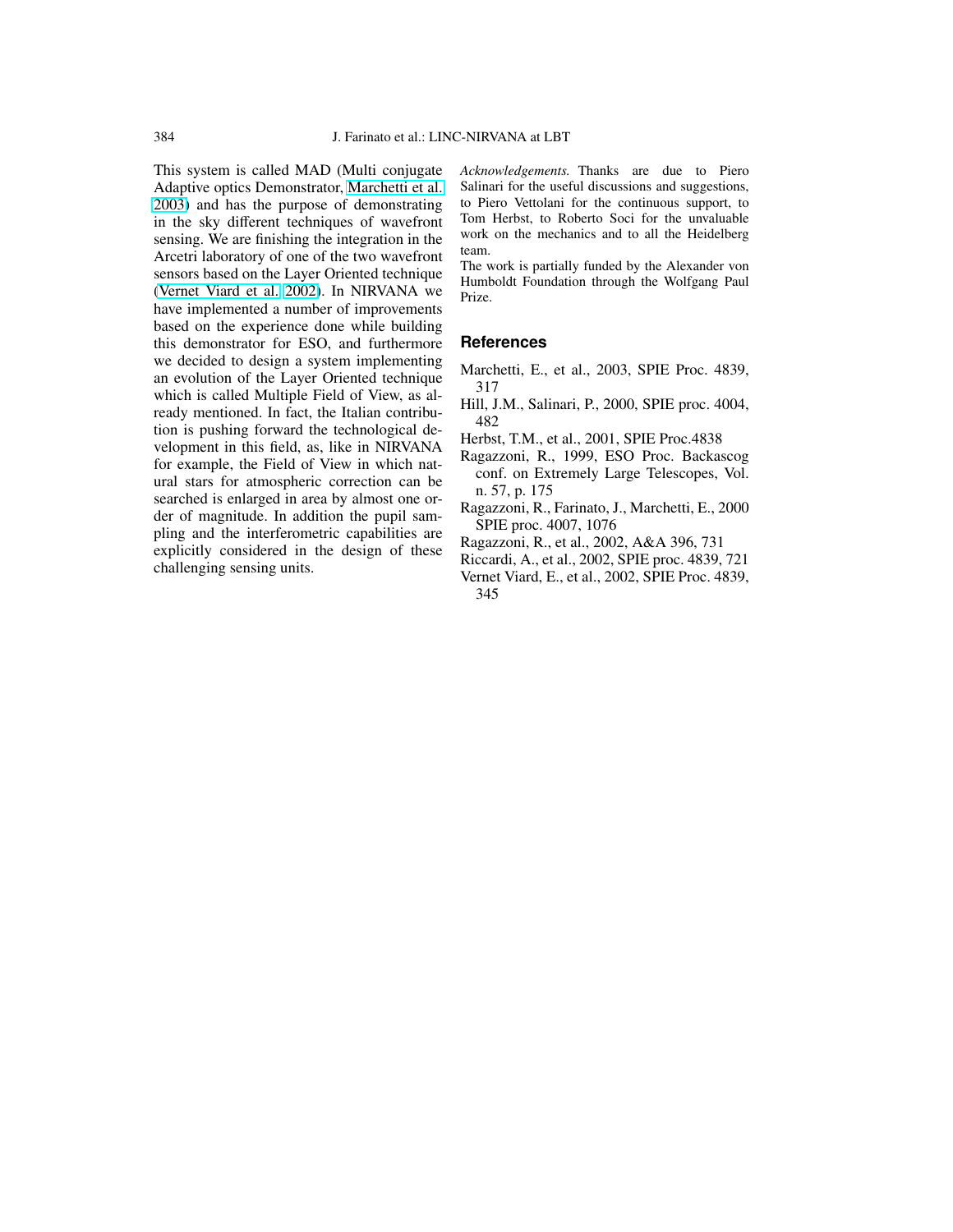This system is called MAD (Multi conjugate Adaptive optics Demonstrator, Marchetti et al. 2003) and has the purpose of demonstrating in the sky different techniques of wavefront sensing. We are finishing the integration in the Arcetri laboratory of one of the two wavefront sensors based on the Layer Oriented technique (Vernet Viard et al. 2002). In NIRVANA we have implemented a number of improvements based on the experience done while building this demonstrator for ESO, and furthermore we decided to design a system implementing an evolution of the Layer Oriented technique which is called Multiple Field of View, as already mentioned. In fact, the Italian contribution is pushing forward the technological development in this field, as, like in NIRVANA for example, the Field of View in which natural stars for atmospheric correction can be searched is enlarged in area by almost one order of magnitude. In addition the pupil sampling and the interferometric capabilities are explicitly considered in the design of these challenging sensing units.

*Acknowledgements.* Thanks are due to Piero Salinari for the useful discussions and suggestions, to Piero Vettolani for the continuous support, to Tom Herbst, to Roberto Soci for the unvaluable work on the mechanics and to all the Heidelberg team.
The work is partially funded by the Alexander von Humboldt Foundation through the Wolfgang Paul Prize.

## References

Marchetti, E., et al., 2003, SPIE Proc. 4839, 317

Hill, J.M., Salinari, P., 2000, SPIE proc. 4004, 482

Herbst, T.M., et al., 2001, SPIE Proc.4838

Ragazzoni, R., 1999, ESO Proc. Backascog conf. on Extremely Large Telescopes, Vol. n. 57, p. 175

Ragazzoni, R., Farinato, J., Marchetti, E., 2000 SPIE proc. 4007, 1076

Ragazzoni, R., et al., 2002, A&A 396, 731

Riccardi, A., et al., 2002, SPIE proc. 4839, 721

Vernet Viard, E., et al., 2002, SPIE Proc. 4839, 345